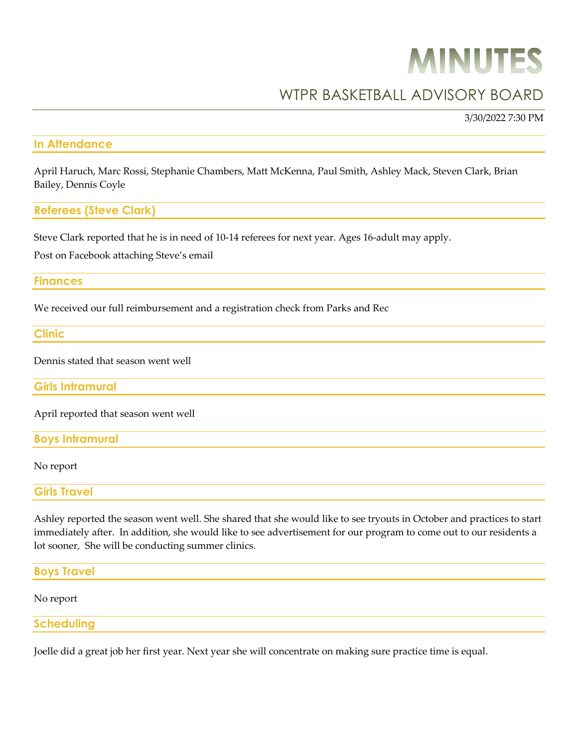# MINUTES

## WTPR BASKETBALL ADVISORY BOARD

3/30/2022 7:30 PM

### In Attendance

April Haruch, Marc Rossi, Stephanie Chambers, Matt McKenna, Paul Smith, Ashley Mack, Steven Clark, Brian Bailey, Dennis Coyle

### Referees (Steve Clark)

Steve Clark reported that he is in need of 10-14 referees for next year. Ages 16-adult may apply.

Post on Facebook attaching Steve's email

### Finances

We received our full reimbursement and a registration check from Parks and Rec

### Clinic

Dennis stated that season went well

### Girls Intramural

April reported that season went well

### Boys Intramural

No report

### Girls Travel

Ashley reported the season went well. She shared that she would like to see tryouts in October and practices to start immediately after. In addition, she would like to see advertisement for our program to come out to our residents a lot sooner, She will be conducting summer clinics.

### Boys Travel

No report

### Scheduling

Joelle did a great job her first year. Next year she will concentrate on making sure practice time is equal.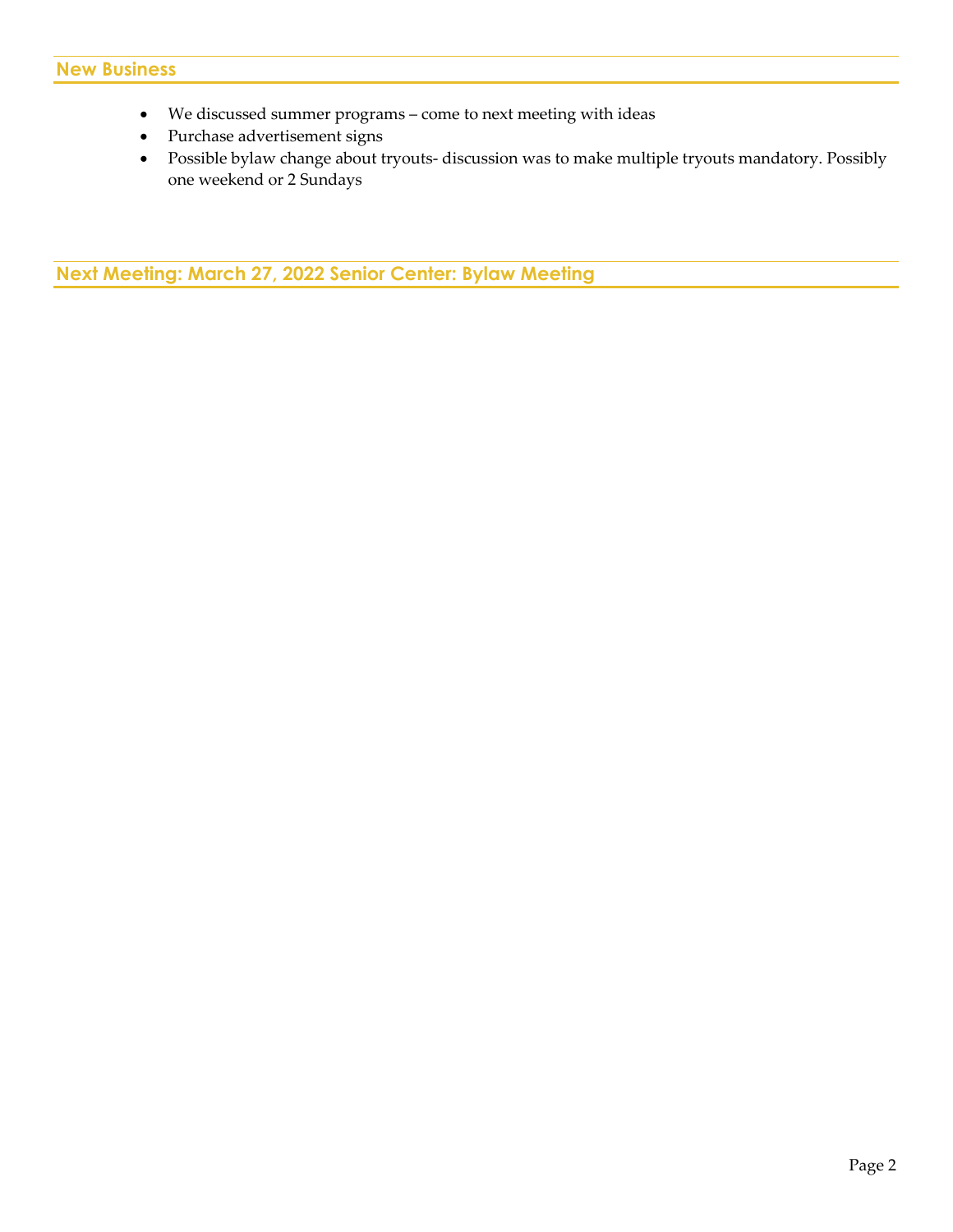## New Business

- We discussed summer programs – come to next meeting with ideas
- Purchase advertisement signs
- Possible bylaw change about tryouts- discussion was to make multiple tryouts mandatory. Possibly one weekend or 2 Sundays

## Next Meeting: March 27, 2022 Senior Center: Bylaw Meeting